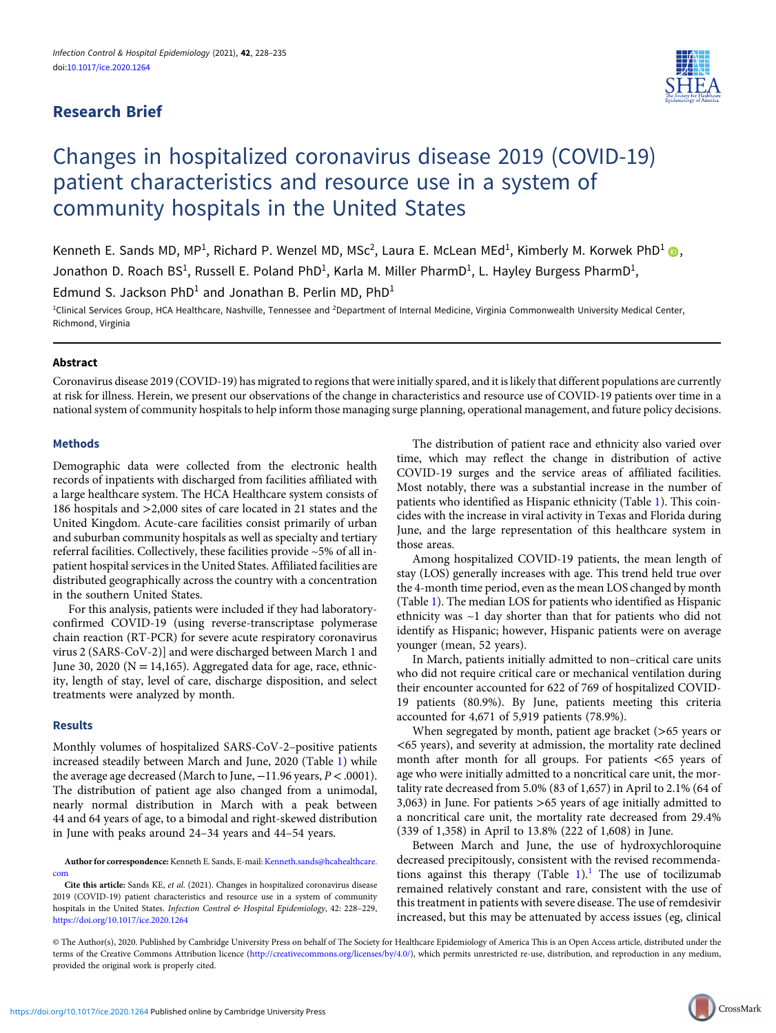## Research Brief

# Changes in hospitalized coronavirus disease 2019 (COVID-19) patient characteristics and resource use in a system of community hospitals in the United States

Kenneth E. Sands MD, MP[1], Richard P. Wenzel MD, MSc[2], Laura E. McLean MEd[1], Kimberly M. Korwek PhD[1], Jonathon D. Roach BS[1], Russell E. Poland PhD[1], Karla M. Miller PharmD[1], L. Hayley Burgess PharmD[1], Edmund S. Jackson PhD[1] and Jonathan B. Perlin MD, PhD[1]

[1]Clinical Services Group, HCA Healthcare, Nashville, Tennessee and [2]Department of Internal Medicine, Virginia Commonwealth University Medical Center, Richmond, Virginia

### Abstract

Coronavirus disease 2019 (COVID-19) has migrated to regions that were initially spared, and it is likely that different populations are currently at risk for illness. Herein, we present our observations of the change in characteristics and resource use of COVID-19 patients over time in a national system of community hospitals to help inform those managing surge planning, operational management, and future policy decisions.

### Methods

Demographic data were collected from the electronic health records of inpatients with discharged from facilities affiliated with a large healthcare system. The HCA Healthcare system consists of 186 hospitals and >2,000 sites of care located in 21 states and the United Kingdom. Acute-care facilities consist primarily of urban and suburban community hospitals as well as specialty and tertiary referral facilities. Collectively, these facilities provide ~5% of all inpatient hospital services in the United States. Affiliated facilities are distributed geographically across the country with a concentration in the southern United States.

For this analysis, patients were included if they had laboratory-confirmed COVID-19 (using reverse-transcriptase polymerase chain reaction (RT-PCR) for severe acute respiratory coronavirus virus 2 (SARS-CoV-2)] and were discharged between March 1 and June 30, 2020 (N = 14,165). Aggregated data for age, race, ethnicity, length of stay, level of care, discharge disposition, and select treatments were analyzed by month.

### Results

Monthly volumes of hospitalized SARS-CoV-2–positive patients increased steadily between March and June, 2020 (Table 1) while the average age decreased (March to June, −11.96 years, $P < .0001$). The distribution of patient age also changed from a unimodal, nearly normal distribution in March with a peak between 44 and 64 years of age, to a bimodal and right-skewed distribution in June with peaks around 24–34 years and 44–54 years.

The distribution of patient race and ethnicity also varied over time, which may reflect the change in distribution of active COVID-19 surges and the service areas of affiliated facilities. Most notably, there was a substantial increase in the number of patients who identified as Hispanic ethnicity (Table 1). This coincides with the increase in viral activity in Texas and Florida during June, and the large representation of this healthcare system in those areas.

Among hospitalized COVID-19 patients, the mean length of stay (LOS) generally increases with age. This trend held true over the 4-month time period, even as the mean LOS changed by month (Table 1). The median LOS for patients who identified as Hispanic ethnicity was ~1 day shorter than that for patients who did not identify as Hispanic; however, Hispanic patients were on average younger (mean, 52 years).

In March, patients initially admitted to non–critical care units who did not require critical care or mechanical ventilation during their encounter accounted for 622 of 769 of hospitalized COVID-19 patients (80.9%). By June, patients meeting this criteria accounted for 4,671 of 5,919 patients (78.9%).

When segregated by month, patient age bracket (>65 years or <65 years), and severity at admission, the mortality rate declined month after month for all groups. For patients <65 years of age who were initially admitted to a noncritical care unit, the mortality rate decreased from 5.0% (83 of 1,657) in April to 2.1% (64 of 3,063) in June. For patients >65 years of age initially admitted to a noncritical care unit, the mortality rate decreased from 29.4% (339 of 1,358) in April to 13.8% (222 of 1,608) in June.

Between March and June, the use of hydroxychloroquine decreased precipitously, consistent with the revised recommendations against this therapy (Table 1).[1] The use of tocilizumab remained relatively constant and rare, consistent with the use of this treatment in patients with severe disease. The use of remdesivir increased, but this may be attenuated by access issues (eg, clinical

**Author for correspondence:** Kenneth E. Sands, E-mail: Kenneth.sands@hcahealthcare.com

**Cite this article:** Sands KE, *et al.* (2021). Changes in hospitalized coronavirus disease 2019 (COVID-19) patient characteristics and resource use in a system of community hospitals in the United States. *Infection Control & Hospital Epidemiology*, 42: 228–229, https://doi.org/10.1017/ice.2020.1264

© The Author(s), 2020. Published by Cambridge University Press on behalf of The Society for Healthcare Epidemiology of America This is an Open Access article, distributed under the terms of the Creative Commons Attribution licence (http://creativecommons.org/licenses/by/4.0/), which permits unrestricted re-use, distribution, and reproduction in any medium, provided the original work is properly cited.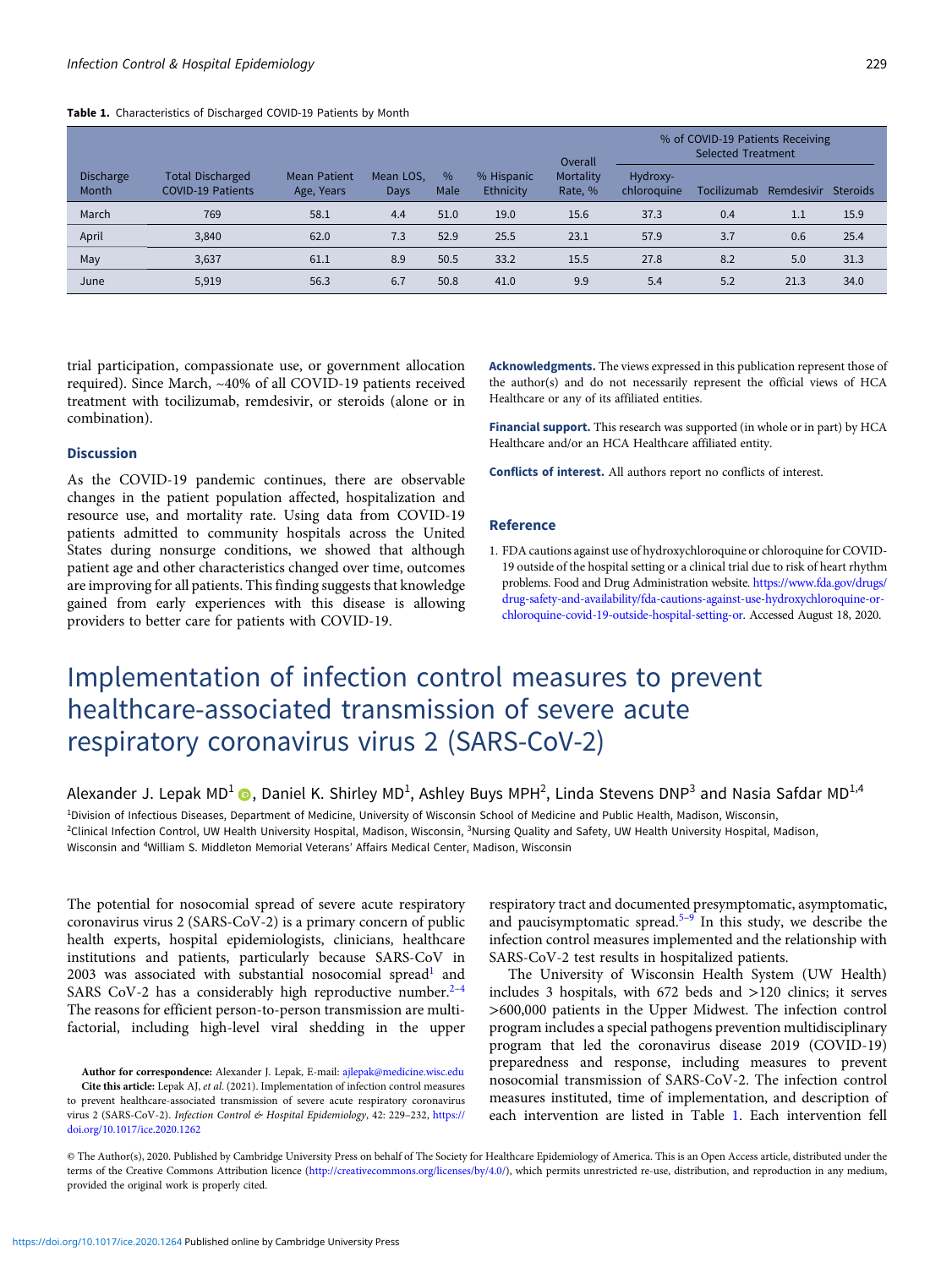**Table 1.** Characteristics of Discharged COVID-19 Patients by Month

| Discharge Month | Total Discharged COVID-19 Patients | Mean Patient Age, Years | Mean LOS, Days | % Male | % Hispanic Ethnicity | Overall Mortality Rate, % | % of COVID-19 Patients Receiving Selected Treatment | | | |
|---|---|---|---|---|---|---|---|---|---|---|
| | | | | | | | Hydroxy-chloroquine | Tocilizumab | Remdesivir | Steroids |
| March | 769 | 58.1 | 4.4 | 51.0 | 19.0 | 15.6 | 37.3 | 0.4 | 1.1 | 15.9 |
| April | 3,840 | 62.0 | 7.3 | 52.9 | 25.5 | 23.1 | 57.9 | 3.7 | 0.6 | 25.4 |
| May | 3,637 | 61.1 | 8.9 | 50.5 | 33.2 | 15.5 | 27.8 | 8.2 | 5.0 | 31.3 |
| June | 5,919 | 56.3 | 6.7 | 50.8 | 41.0 | 9.9 | 5.4 | 5.2 | 21.3 | 34.0 |

trial participation, compassionate use, or government allocation required). Since March, ~40% of all COVID-19 patients received treatment with tocilizumab, remdesivir, or steroids (alone or in combination).

## Discussion

As the COVID-19 pandemic continues, there are observable changes in the patient population affected, hospitalization and resource use, and mortality rate. Using data from COVID-19 patients admitted to community hospitals across the United States during nonsurge conditions, we showed that although patient age and other characteristics changed over time, outcomes are improving for all patients. This finding suggests that knowledge gained from early experiences with this disease is allowing providers to better care for patients with COVID-19.

**Acknowledgments.** The views expressed in this publication represent those of the author(s) and do not necessarily represent the official views of HCA Healthcare or any of its affiliated entities.

**Financial support.** This research was supported (in whole or in part) by HCA Healthcare and/or an HCA Healthcare affiliated entity.

**Conflicts of interest.** All authors report no conflicts of interest.

## Reference

1. FDA cautions against use of hydroxychloroquine or chloroquine for COVID-19 outside of the hospital setting or a clinical trial due to risk of heart rhythm problems. Food and Drug Administration website. https://www.fda.gov/drugs/drug-safety-and-availability/fda-cautions-against-use-hydroxychloroquine-or-chloroquine-covid-19-outside-hospital-setting-or. Accessed August 18, 2020.

# Implementation of infection control measures to prevent healthcare-associated transmission of severe acute respiratory coronavirus virus 2 (SARS-CoV-2)

Alexander J. Lepak MD[1], Daniel K. Shirley MD[1], Ashley Buys MPH[2], Linda Stevens DNP[3] and Nasia Safdar MD[1,4]

[1]Division of Infectious Diseases, Department of Medicine, University of Wisconsin School of Medicine and Public Health, Madison, Wisconsin, [2]Clinical Infection Control, UW Health University Hospital, Madison, Wisconsin, [3]Nursing Quality and Safety, UW Health University Hospital, Madison, Wisconsin and [4]William S. Middleton Memorial Veterans' Affairs Medical Center, Madison, Wisconsin

The potential for nosocomial spread of severe acute respiratory coronavirus virus 2 (SARS-CoV-2) is a primary concern of public health experts, hospital epidemiologists, clinicians, healthcare institutions and patients, particularly because SARS-CoV in 2003 was associated with substantial nosocomial spread[1] and SARS CoV-2 has a considerably high reproductive number.[2–4] The reasons for efficient person-to-person transmission are multifactorial, including high-level viral shedding in the upper respiratory tract and documented presymptomatic, asymptomatic, and paucisymptomatic spread.[5–9] In this study, we describe the infection control measures implemented and the relationship with SARS-CoV-2 test results in hospitalized patients.

The University of Wisconsin Health System (UW Health) includes 3 hospitals, with 672 beds and >120 clinics; it serves >600,000 patients in the Upper Midwest. The infection control program includes a special pathogens prevention multidisciplinary program that led the coronavirus disease 2019 (COVID-19) preparedness and response, including measures to prevent nosocomial transmission of SARS-CoV-2. The infection control measures instituted, time of implementation, and description of each intervention are listed in Table 1. Each intervention fell

**Author for correspondence:** Alexander J. Lepak, E-mail: ajlepak@medicine.wisc.edu

**Cite this article:** Lepak AJ, *et al.* (2021). Implementation of infection control measures to prevent healthcare-associated transmission of severe acute respiratory coronavirus virus 2 (SARS-CoV-2). *Infection Control & Hospital Epidemiology*, 42: 229–232, https://doi.org/10.1017/ice.2020.1262

© The Author(s), 2020. Published by Cambridge University Press on behalf of The Society for Healthcare Epidemiology of America. This is an Open Access article, distributed under the terms of the Creative Commons Attribution licence (http://creativecommons.org/licenses/by/4.0/), which permits unrestricted re-use, distribution, and reproduction in any medium, provided the original work is properly cited.